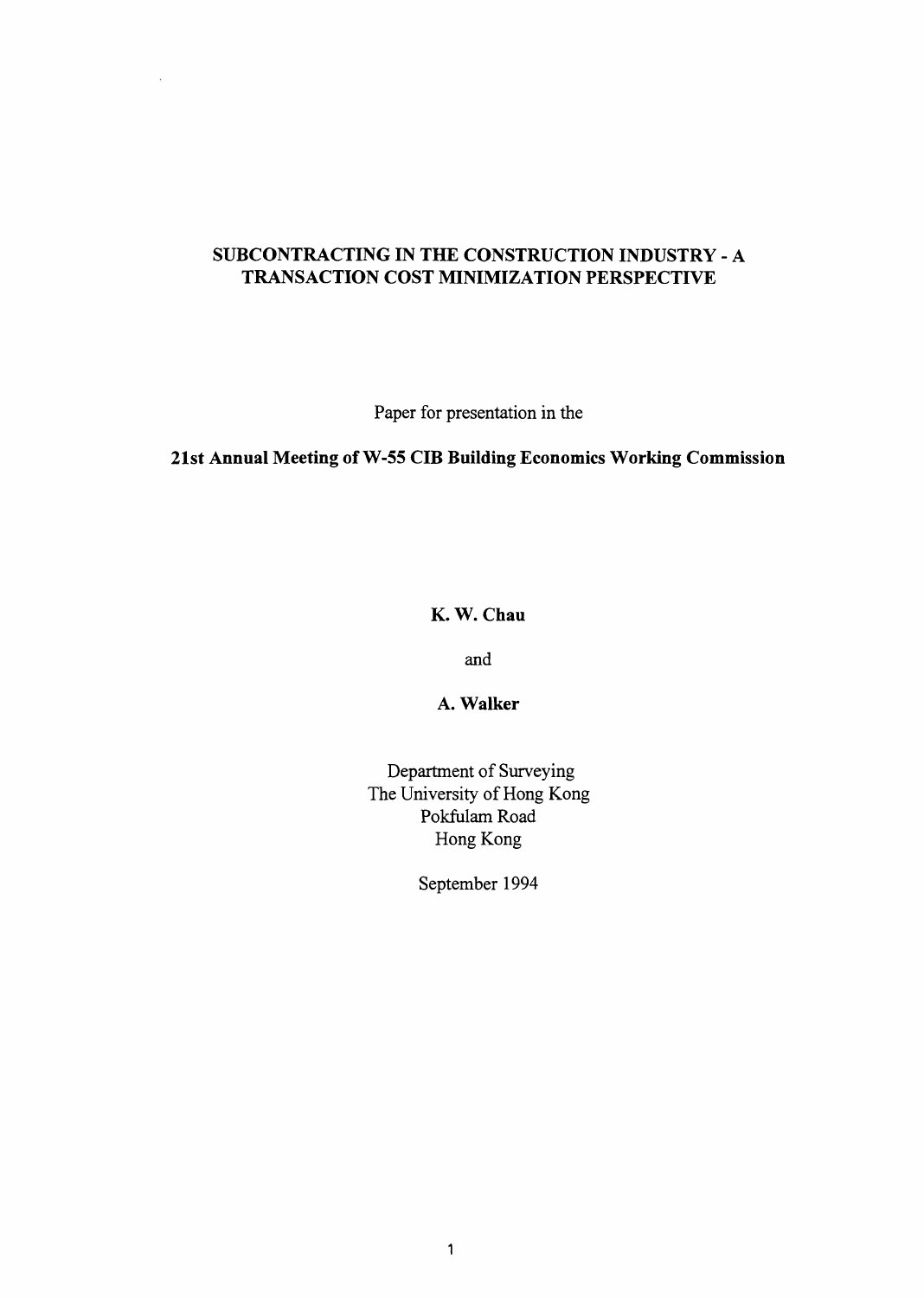# SUBCONTRACTING IN THE CONSTRUCTION INDUSTRY - A TRANSACTION COST MINIMIZATION PERSPECTIVE

Paper for presentation in the

**21st Annual Meeting of W-55 CIB Building Economics Working Commission**

**K. W. Chau**

and

**A. Walker**

Department of Surveying
The University of Hong Kong
Pokfulam Road
Hong Kong

September 1994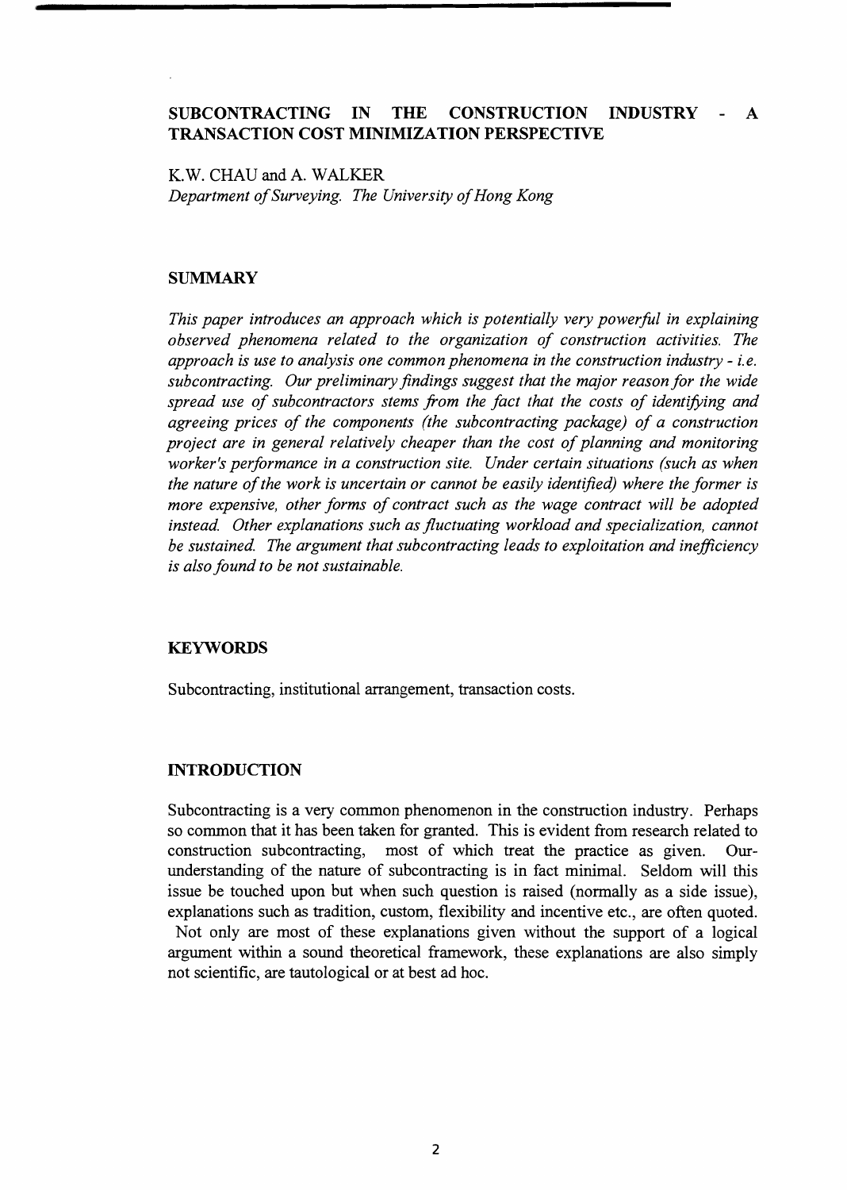# SUBCONTRACTING IN THE CONSTRUCTION INDUSTRY - A TRANSACTION COST MINIMIZATION PERSPECTIVE

K.W. CHAU and A. WALKER
*Department of Surveying. The University of Hong Kong*

## SUMMARY

*This paper introduces an approach which is potentially very powerful in explaining observed phenomena related to the organization of construction activities. The approach is use to analysis one common phenomena in the construction industry - i.e. subcontracting. Our preliminary findings suggest that the major reason for the wide spread use of subcontractors stems from the fact that the costs of identifying and agreeing prices of the components (the subcontracting package) of a construction project are in general relatively cheaper than the cost of planning and monitoring worker's performance in a construction site. Under certain situations (such as when the nature of the work is uncertain or cannot be easily identified) where the former is more expensive, other forms of contract such as the wage contract will be adopted instead. Other explanations such as fluctuating workload and specialization, cannot be sustained. The argument that subcontracting leads to exploitation and inefficiency is also found to be not sustainable.*

## KEYWORDS

Subcontracting, institutional arrangement, transaction costs.

## INTRODUCTION

Subcontracting is a very common phenomenon in the construction industry. Perhaps so common that it has been taken for granted. This is evident from research related to construction subcontracting, most of which treat the practice as given. Our-understanding of the nature of subcontracting is in fact minimal. Seldom will this issue be touched upon but when such question is raised (normally as a side issue), explanations such as tradition, custom, flexibility and incentive etc., are often quoted. Not only are most of these explanations given without the support of a logical argument within a sound theoretical framework, these explanations are also simply not scientific, are tautological or at best ad hoc.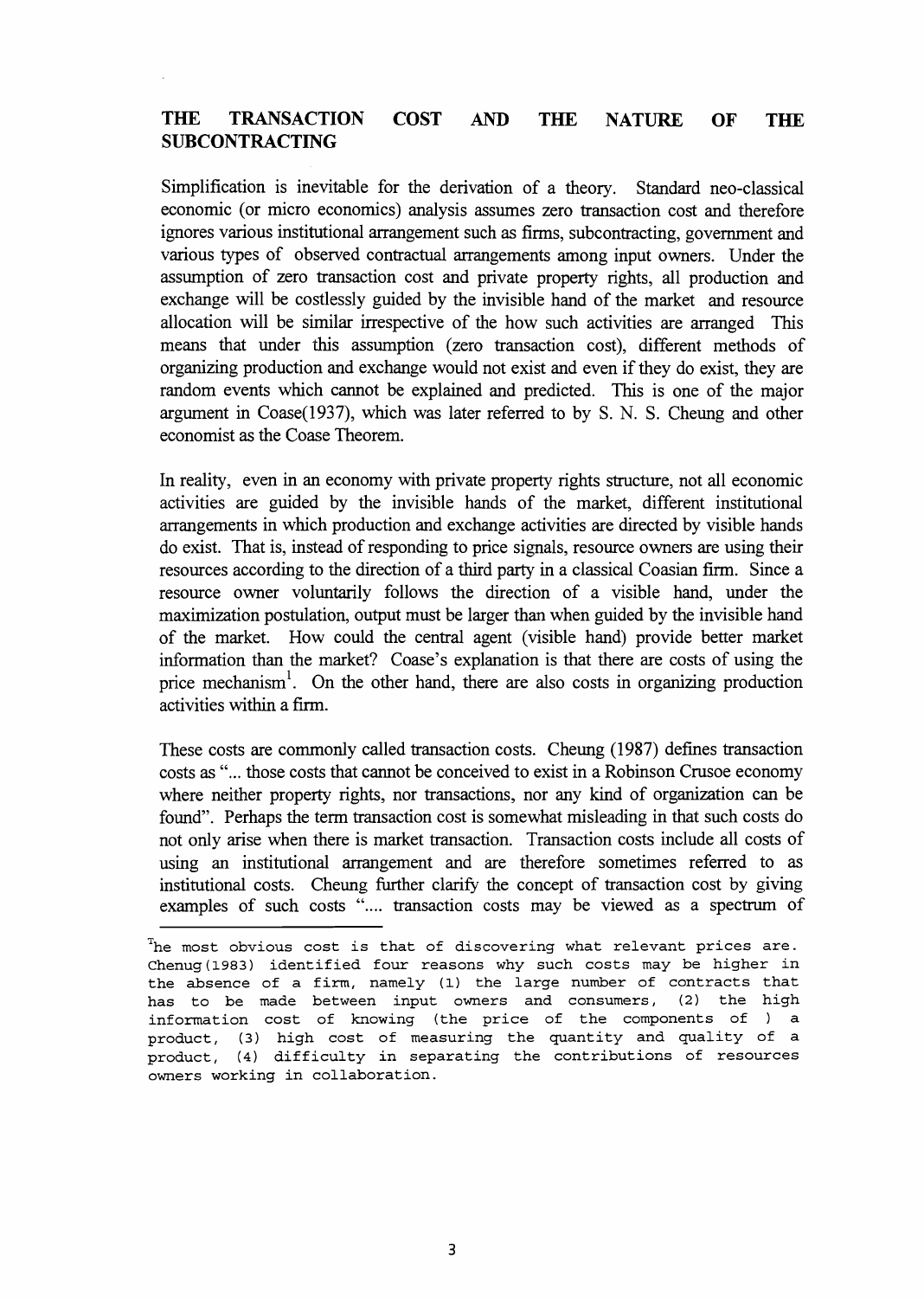## THE TRANSACTION COST AND THE NATURE OF THE SUBCONTRACTING

Simplification is inevitable for the derivation of a theory. Standard neo-classical economic (or micro economics) analysis assumes zero transaction cost and therefore ignores various institutional arrangement such as firms, subcontracting, government and various types of observed contractual arrangements among input owners. Under the assumption of zero transaction cost and private property rights, all production and exchange will be costlessly guided by the invisible hand of the market and resource allocation will be similar irrespective of the how such activities are arranged This means that under this assumption (zero transaction cost), different methods of organizing production and exchange would not exist and even if they do exist, they are random events which cannot be explained and predicted. This is one of the major argument in Coase(1937), which was later referred to by S. N. S. Cheung and other economist as the Coase Theorem.

In reality, even in an economy with private property rights structure, not all economic activities are guided by the invisible hands of the market, different institutional arrangements in which production and exchange activities are directed by visible hands do exist. That is, instead of responding to price signals, resource owners are using their resources according to the direction of a third party in a classical Coasian firm. Since a resource owner voluntarily follows the direction of a visible hand, under the maximization postulation, output must be larger than when guided by the invisible hand of the market. How could the central agent (visible hand) provide better market information than the market? Coase's explanation is that there are costs of using the price mechanism[1]. On the other hand, there are also costs in organizing production activities within a firm.

These costs are commonly called transaction costs. Cheung (1987) defines transaction costs as "... those costs that cannot be conceived to exist in a Robinson Crusoe economy where neither property rights, nor transactions, nor any kind of organization can be found". Perhaps the term transaction cost is somewhat misleading in that such costs do not only arise when there is market transaction. Transaction costs include all costs of using an institutional arrangement and are therefore sometimes referred to as institutional costs. Cheung further clarify the concept of transaction cost by giving examples of such costs ".... transaction costs may be viewed as a spectrum of

---

[1]The most obvious cost is that of discovering what relevant prices are. Chenug(1983) identified four reasons why such costs may be higher in the absence of a firm, namely (1) the large number of contracts that has to be made between input owners and consumers, (2) the high information cost of knowing (the price of the components of ) a product, (3) high cost of measuring the quantity and quality of a product, (4) difficulty in separating the contributions of resources owners working in collaboration.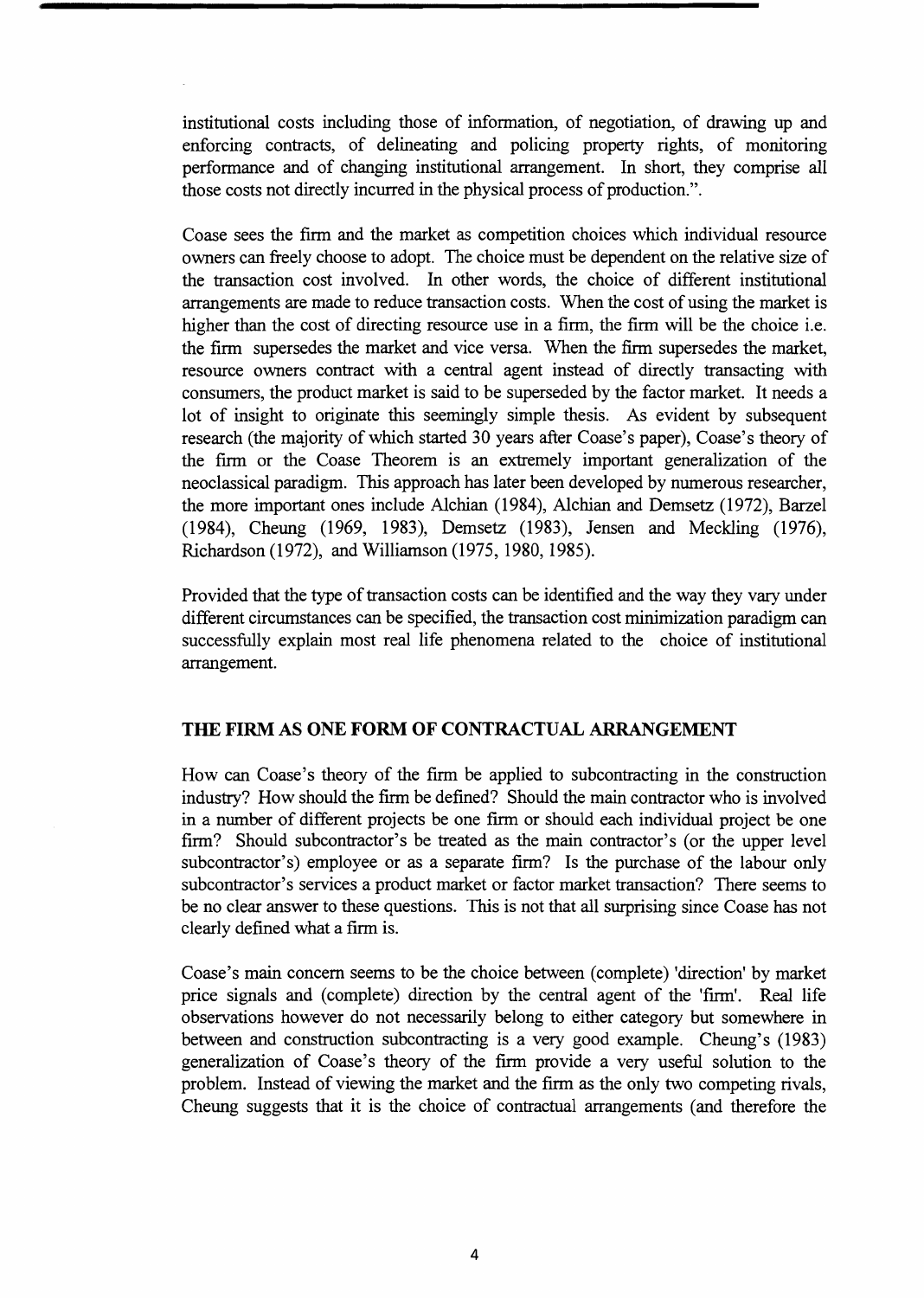institutional costs including those of information, of negotiation, of drawing up and enforcing contracts, of delineating and policing property rights, of monitoring performance and of changing institutional arrangement. In short, they comprise all those costs not directly incurred in the physical process of production.".

Coase sees the firm and the market as competition choices which individual resource owners can freely choose to adopt. The choice must be dependent on the relative size of the transaction cost involved. In other words, the choice of different institutional arrangements are made to reduce transaction costs. When the cost of using the market is higher than the cost of directing resource use in a firm, the firm will be the choice i.e. the firm supersedes the market and vice versa. When the firm supersedes the market, resource owners contract with a central agent instead of directly transacting with consumers, the product market is said to be superseded by the factor market. It needs a lot of insight to originate this seemingly simple thesis. As evident by subsequent research (the majority of which started 30 years after Coase's paper), Coase's theory of the firm or the Coase Theorem is an extremely important generalization of the neoclassical paradigm. This approach has later been developed by numerous researcher, the more important ones include Alchian (1984), Alchian and Demsetz (1972), Barzel (1984), Cheung (1969, 1983), Demsetz (1983), Jensen and Meckling (1976), Richardson (1972), and Williamson (1975, 1980, 1985).

Provided that the type of transaction costs can be identified and the way they vary under different circumstances can be specified, the transaction cost minimization paradigm can successfully explain most real life phenomena related to the choice of institutional arrangement.

## THE FIRM AS ONE FORM OF CONTRACTUAL ARRANGEMENT

How can Coase's theory of the firm be applied to subcontracting in the construction industry? How should the firm be defined? Should the main contractor who is involved in a number of different projects be one firm or should each individual project be one firm? Should subcontractor's be treated as the main contractor's (or the upper level subcontractor's) employee or as a separate firm? Is the purchase of the labour only subcontractor's services a product market or factor market transaction? There seems to be no clear answer to these questions. This is not that all surprising since Coase has not clearly defined what a firm is.

Coase's main concern seems to be the choice between (complete) 'direction' by market price signals and (complete) direction by the central agent of the 'firm'. Real life observations however do not necessarily belong to either category but somewhere in between and construction subcontracting is a very good example. Cheung's (1983) generalization of Coase's theory of the firm provide a very useful solution to the problem. Instead of viewing the market and the firm as the only two competing rivals, Cheung suggests that it is the choice of contractual arrangements (and therefore the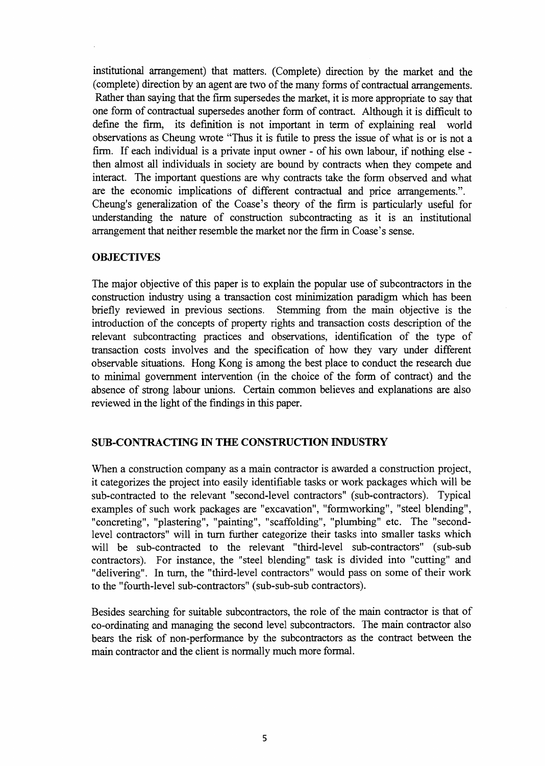institutional arrangement) that matters. (Complete) direction by the market and the (complete) direction by an agent are two of the many forms of contractual arrangements. Rather than saying that the firm supersedes the market, it is more appropriate to say that one form of contractual supersedes another form of contract. Although it is difficult to define the firm, its definition is not important in term of explaining real world observations as Cheung wrote "Thus it is futile to press the issue of what is or is not a firm. If each individual is a private input owner - of his own labour, if nothing else - then almost all individuals in society are bound by contracts when they compete and interact. The important questions are why contracts take the form observed and what are the economic implications of different contractual and price arrangements.". Cheung's generalization of the Coase's theory of the firm is particularly useful for understanding the nature of construction subcontracting as it is an institutional arrangement that neither resemble the market nor the firm in Coase's sense.

## OBJECTIVES

The major objective of this paper is to explain the popular use of subcontractors in the construction industry using a transaction cost minimization paradigm which has been briefly reviewed in previous sections. Stemming from the main objective is the introduction of the concepts of property rights and transaction costs description of the relevant subcontracting practices and observations, identification of the type of transaction costs involves and the specification of how they vary under different observable situations. Hong Kong is among the best place to conduct the research due to minimal government intervention (in the choice of the form of contract) and the absence of strong labour unions. Certain common believes and explanations are also reviewed in the light of the findings in this paper.

## SUB-CONTRACTING IN THE CONSTRUCTION INDUSTRY

When a construction company as a main contractor is awarded a construction project, it categorizes the project into easily identifiable tasks or work packages which will be sub-contracted to the relevant "second-level contractors" (sub-contractors). Typical examples of such work packages are "excavation", "formworking", "steel blending", "concreting", "plastering", "painting", "scaffolding", "plumbing" etc. The "second-level contractors" will in turn further categorize their tasks into smaller tasks which will be sub-contracted to the relevant "third-level sub-contractors" (sub-sub contractors). For instance, the "steel blending" task is divided into "cutting" and "delivering". In turn, the "third-level contractors" would pass on some of their work to the "fourth-level sub-contractors" (sub-sub-sub contractors).

Besides searching for suitable subcontractors, the role of the main contractor is that of co-ordinating and managing the second level subcontractors. The main contractor also bears the risk of non-performance by the subcontractors as the contract between the main contractor and the client is normally much more formal.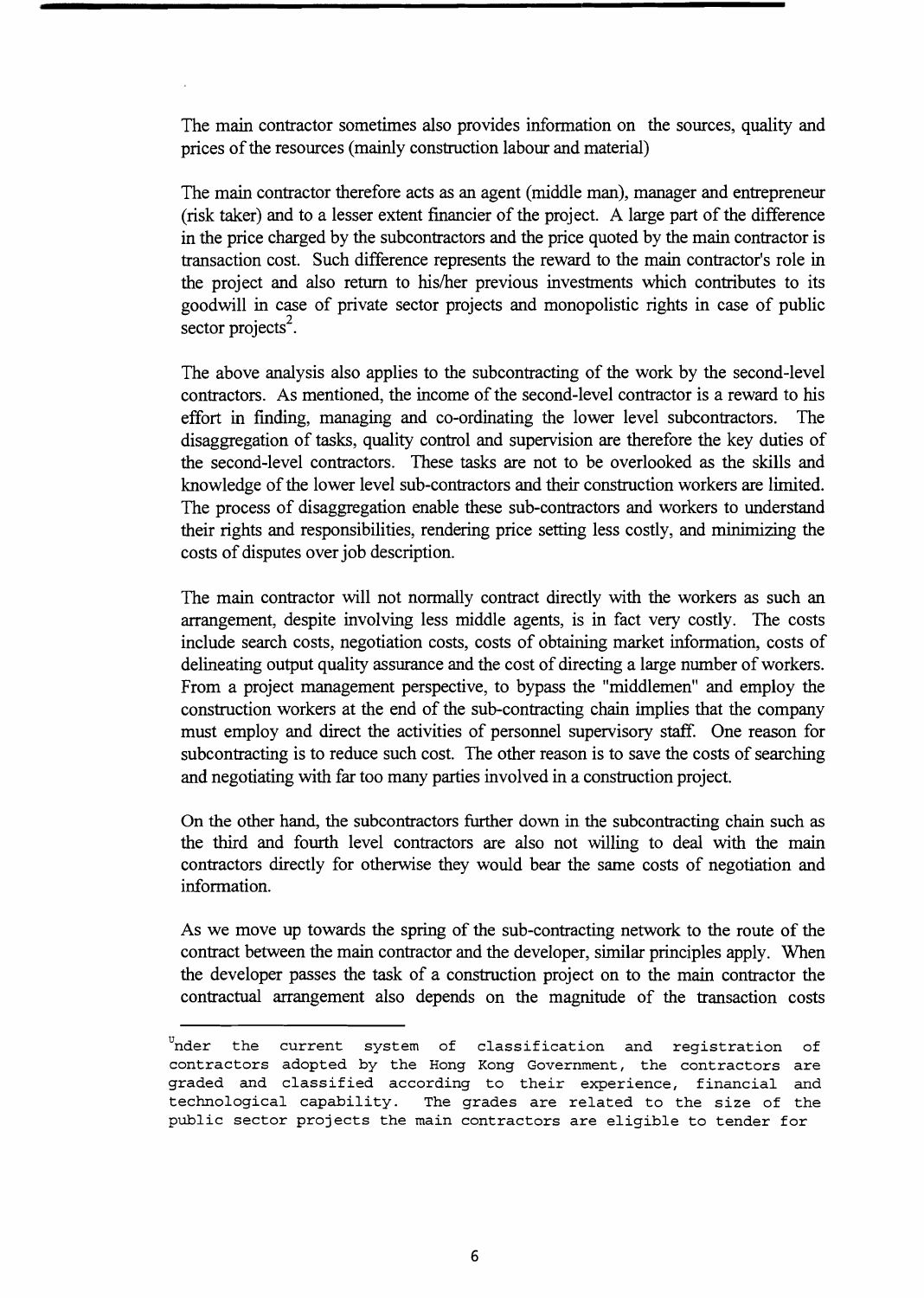The main contractor sometimes also provides information on the sources, quality and prices of the resources (mainly construction labour and material)

The main contractor therefore acts as an agent (middle man), manager and entrepreneur (risk taker) and to a lesser extent financier of the project. A large part of the difference in the price charged by the subcontractors and the price quoted by the main contractor is transaction cost. Such difference represents the reward to the main contractor's role in the project and also return to his/her previous investments which contributes to its goodwill in case of private sector projects and monopolistic rights in case of public sector projects[2].

The above analysis also applies to the subcontracting of the work by the second-level contractors. As mentioned, the income of the second-level contractor is a reward to his effort in finding, managing and co-ordinating the lower level subcontractors. The disaggregation of tasks, quality control and supervision are therefore the key duties of the second-level contractors. These tasks are not to be overlooked as the skills and knowledge of the lower level sub-contractors and their construction workers are limited. The process of disaggregation enable these sub-contractors and workers to understand their rights and responsibilities, rendering price setting less costly, and minimizing the costs of disputes over job description.

The main contractor will not normally contract directly with the workers as such an arrangement, despite involving less middle agents, is in fact very costly. The costs include search costs, negotiation costs, costs of obtaining market information, costs of delineating output quality assurance and the cost of directing a large number of workers. From a project management perspective, to bypass the "middlemen" and employ the construction workers at the end of the sub-contracting chain implies that the company must employ and direct the activities of personnel supervisory staff. One reason for subcontracting is to reduce such cost. The other reason is to save the costs of searching and negotiating with far too many parties involved in a construction project.

On the other hand, the subcontractors further down in the subcontracting chain such as the third and fourth level contractors are also not willing to deal with the main contractors directly for otherwise they would bear the same costs of negotiation and information.

As we move up towards the spring of the sub-contracting network to the route of the contract between the main contractor and the developer, similar principles apply. When the developer passes the task of a construction project on to the main contractor the contractual arrangement also depends on the magnitude of the transaction costs

---

[2] Under the current system of classification and registration of contractors adopted by the Hong Kong Government, the contractors are graded and classified according to their experience, financial and technological capability. The grades are related to the size of the public sector projects the main contractors are eligible to tender for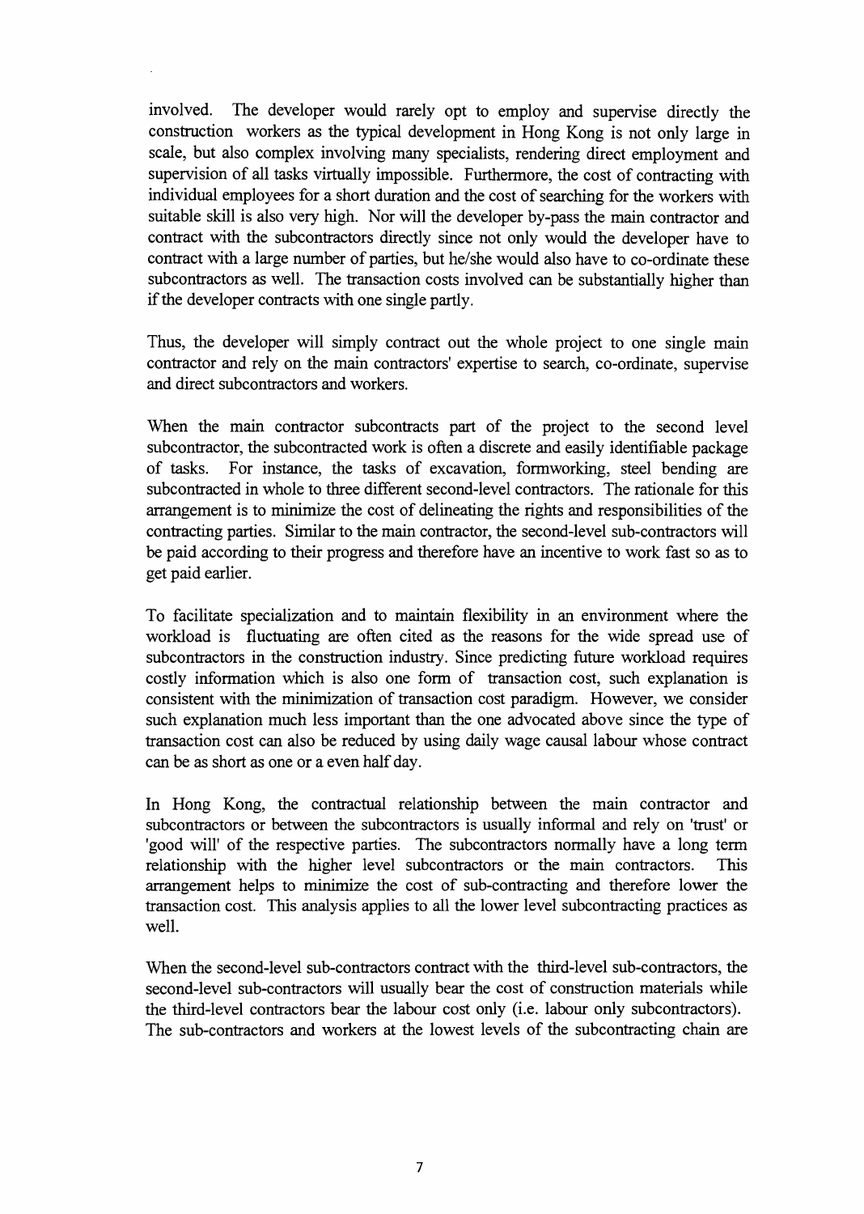involved. The developer would rarely opt to employ and supervise directly the construction workers as the typical development in Hong Kong is not only large in scale, but also complex involving many specialists, rendering direct employment and supervision of all tasks virtually impossible. Furthermore, the cost of contracting with individual employees for a short duration and the cost of searching for the workers with suitable skill is also very high. Nor will the developer by-pass the main contractor and contract with the subcontractors directly since not only would the developer have to contract with a large number of parties, but he/she would also have to co-ordinate these subcontractors as well. The transaction costs involved can be substantially higher than if the developer contracts with one single partly.

Thus, the developer will simply contract out the whole project to one single main contractor and rely on the main contractors' expertise to search, co-ordinate, supervise and direct subcontractors and workers.

When the main contractor subcontracts part of the project to the second level subcontractor, the subcontracted work is often a discrete and easily identifiable package of tasks. For instance, the tasks of excavation, formworking, steel bending are subcontracted in whole to three different second-level contractors. The rationale for this arrangement is to minimize the cost of delineating the rights and responsibilities of the contracting parties. Similar to the main contractor, the second-level sub-contractors will be paid according to their progress and therefore have an incentive to work fast so as to get paid earlier.

To facilitate specialization and to maintain flexibility in an environment where the workload is fluctuating are often cited as the reasons for the wide spread use of subcontractors in the construction industry. Since predicting future workload requires costly information which is also one form of transaction cost, such explanation is consistent with the minimization of transaction cost paradigm. However, we consider such explanation much less important than the one advocated above since the type of transaction cost can also be reduced by using daily wage causal labour whose contract can be as short as one or a even half day.

In Hong Kong, the contractual relationship between the main contractor and subcontractors or between the subcontractors is usually informal and rely on 'trust' or 'good will' of the respective parties. The subcontractors normally have a long term relationship with the higher level subcontractors or the main contractors. This arrangement helps to minimize the cost of sub-contracting and therefore lower the transaction cost. This analysis applies to all the lower level subcontracting practices as well.

When the second-level sub-contractors contract with the third-level sub-contractors, the second-level sub-contractors will usually bear the cost of construction materials while the third-level contractors bear the labour cost only (i.e. labour only subcontractors). The sub-contractors and workers at the lowest levels of the subcontracting chain are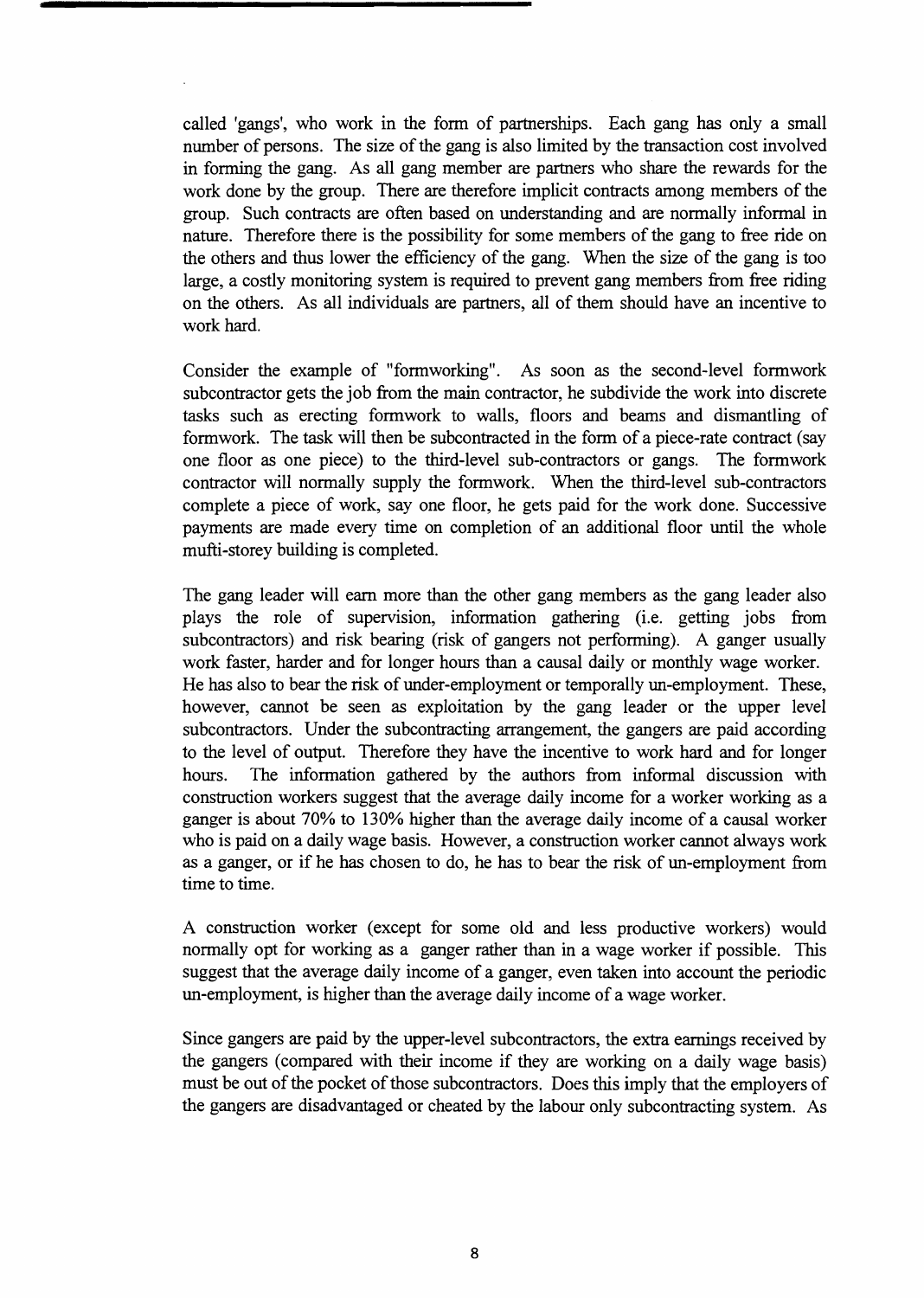called 'gangs', who work in the form of partnerships. Each gang has only a small number of persons. The size of the gang is also limited by the transaction cost involved in forming the gang. As all gang member are partners who share the rewards for the work done by the group. There are therefore implicit contracts among members of the group. Such contracts are often based on understanding and are normally informal in nature. Therefore there is the possibility for some members of the gang to free ride on the others and thus lower the efficiency of the gang. When the size of the gang is too large, a costly monitoring system is required to prevent gang members from free riding on the others. As all individuals are partners, all of them should have an incentive to work hard.

Consider the example of "formworking". As soon as the second-level formwork subcontractor gets the job from the main contractor, he subdivide the work into discrete tasks such as erecting formwork to walls, floors and beams and dismantling of formwork. The task will then be subcontracted in the form of a piece-rate contract (say one floor as one piece) to the third-level sub-contractors or gangs. The formwork contractor will normally supply the formwork. When the third-level sub-contractors complete a piece of work, say one floor, he gets paid for the work done. Successive payments are made every time on completion of an additional floor until the whole mufti-storey building is completed.

The gang leader will earn more than the other gang members as the gang leader also plays the role of supervision, information gathering (i.e. getting jobs from subcontractors) and risk bearing (risk of gangers not performing). A ganger usually work faster, harder and for longer hours than a causal daily or monthly wage worker. He has also to bear the risk of under-employment or temporally un-employment. These, however, cannot be seen as exploitation by the gang leader or the upper level subcontractors. Under the subcontracting arrangement, the gangers are paid according to the level of output. Therefore they have the incentive to work hard and for longer hours. The information gathered by the authors from informal discussion with construction workers suggest that the average daily income for a worker working as a ganger is about 70% to 130% higher than the average daily income of a causal worker who is paid on a daily wage basis. However, a construction worker cannot always work as a ganger, or if he has chosen to do, he has to bear the risk of un-employment from time to time.

A construction worker (except for some old and less productive workers) would normally opt for working as a ganger rather than in a wage worker if possible. This suggest that the average daily income of a ganger, even taken into account the periodic un-employment, is higher than the average daily income of a wage worker.

Since gangers are paid by the upper-level subcontractors, the extra earnings received by the gangers (compared with their income if they are working on a daily wage basis) must be out of the pocket of those subcontractors. Does this imply that the employers of the gangers are disadvantaged or cheated by the labour only subcontracting system. As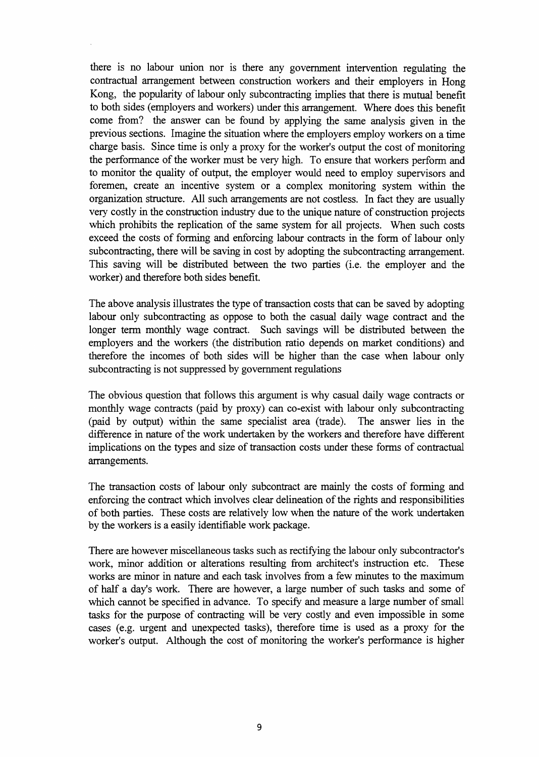there is no labour union nor is there any government intervention regulating the contractual arrangement between construction workers and their employers in Hong Kong, the popularity of labour only subcontracting implies that there is mutual benefit to both sides (employers and workers) under this arrangement. Where does this benefit come from? the answer can be found by applying the same analysis given in the previous sections. Imagine the situation where the employers employ workers on a time charge basis. Since time is only a proxy for the worker's output the cost of monitoring the performance of the worker must be very high. To ensure that workers perform and to monitor the quality of output, the employer would need to employ supervisors and foremen, create an incentive system or a complex monitoring system within the organization structure. All such arrangements are not costless. In fact they are usually very costly in the construction industry due to the unique nature of construction projects which prohibits the replication of the same system for all projects. When such costs exceed the costs of forming and enforcing labour contracts in the form of labour only subcontracting, there will be saving in cost by adopting the subcontracting arrangement. This saving will be distributed between the two parties (i.e. the employer and the worker) and therefore both sides benefit.

The above analysis illustrates the type of transaction costs that can be saved by adopting labour only subcontracting as oppose to both the casual daily wage contract and the longer term monthly wage contract. Such savings will be distributed between the employers and the workers (the distribution ratio depends on market conditions) and therefore the incomes of both sides will be higher than the case when labour only subcontracting is not suppressed by government regulations

The obvious question that follows this argument is why casual daily wage contracts or monthly wage contracts (paid by proxy) can co-exist with labour only subcontracting (paid by output) within the same specialist area (trade). The answer lies in the difference in nature of the work undertaken by the workers and therefore have different implications on the types and size of transaction costs under these forms of contractual arrangements.

The transaction costs of labour only subcontract are mainly the costs of forming and enforcing the contract which involves clear delineation of the rights and responsibilities of both parties. These costs are relatively low when the nature of the work undertaken by the workers is a easily identifiable work package.

There are however miscellaneous tasks such as rectifying the labour only subcontractor's work, minor addition or alterations resulting from architect's instruction etc. These works are minor in nature and each task involves from a few minutes to the maximum of half a day's work. There are however, a large number of such tasks and some of which cannot be specified in advance. To specify and measure a large number of small tasks for the purpose of contracting will be very costly and even impossible in some cases (e.g. urgent and unexpected tasks), therefore time is used as a proxy for the worker's output. Although the cost of monitoring the worker's performance is higher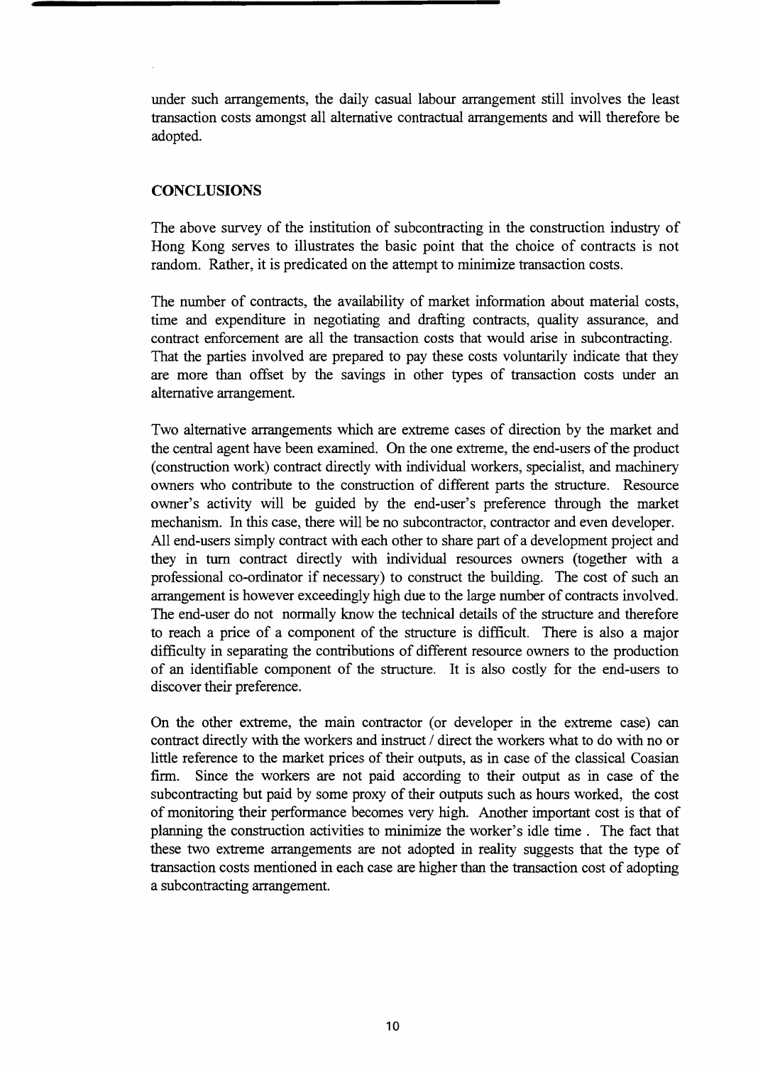under such arrangements, the daily casual labour arrangement still involves the least transaction costs amongst all alternative contractual arrangements and will therefore be adopted.

## CONCLUSIONS

The above survey of the institution of subcontracting in the construction industry of Hong Kong serves to illustrates the basic point that the choice of contracts is not random. Rather, it is predicated on the attempt to minimize transaction costs.

The number of contracts, the availability of market information about material costs, time and expenditure in negotiating and drafting contracts, quality assurance, and contract enforcement are all the transaction costs that would arise in subcontracting. That the parties involved are prepared to pay these costs voluntarily indicate that they are more than offset by the savings in other types of transaction costs under an alternative arrangement.

Two alternative arrangements which are extreme cases of direction by the market and the central agent have been examined. On the one extreme, the end-users of the product (construction work) contract directly with individual workers, specialist, and machinery owners who contribute to the construction of different parts the structure. Resource owner's activity will be guided by the end-user's preference through the market mechanism. In this case, there will be no subcontractor, contractor and even developer. All end-users simply contract with each other to share part of a development project and they in turn contract directly with individual resources owners (together with a professional co-ordinator if necessary) to construct the building. The cost of such an arrangement is however exceedingly high due to the large number of contracts involved. The end-user do not normally know the technical details of the structure and therefore to reach a price of a component of the structure is difficult. There is also a major difficulty in separating the contributions of different resource owners to the production of an identifiable component of the structure. It is also costly for the end-users to discover their preference.

On the other extreme, the main contractor (or developer in the extreme case) can contract directly with the workers and instruct / direct the workers what to do with no or little reference to the market prices of their outputs, as in case of the classical Coasian firm. Since the workers are not paid according to their output as in case of the subcontracting but paid by some proxy of their outputs such as hours worked, the cost of monitoring their performance becomes very high. Another important cost is that of planning the construction activities to minimize the worker's idle time . The fact that these two extreme arrangements are not adopted in reality suggests that the type of transaction costs mentioned in each case are higher than the transaction cost of adopting a subcontracting arrangement.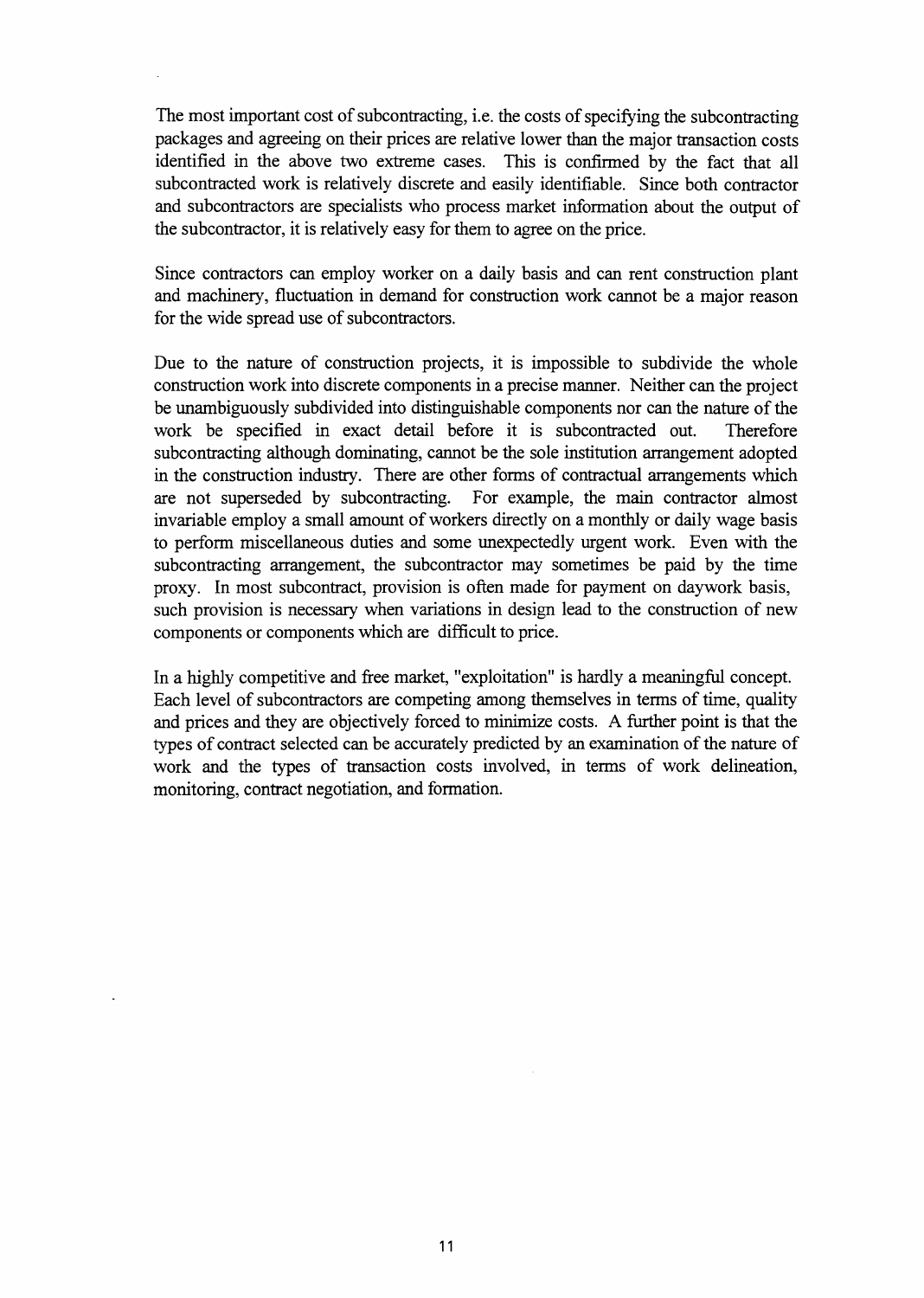The most important cost of subcontracting, i.e. the costs of specifying the subcontracting packages and agreeing on their prices are relative lower than the major transaction costs identified in the above two extreme cases. This is confirmed by the fact that all subcontracted work is relatively discrete and easily identifiable. Since both contractor and subcontractors are specialists who process market information about the output of the subcontractor, it is relatively easy for them to agree on the price.

Since contractors can employ worker on a daily basis and can rent construction plant and machinery, fluctuation in demand for construction work cannot be a major reason for the wide spread use of subcontractors.

Due to the nature of construction projects, it is impossible to subdivide the whole construction work into discrete components in a precise manner. Neither can the project be unambiguously subdivided into distinguishable components nor can the nature of the work be specified in exact detail before it is subcontracted out. Therefore subcontracting although dominating, cannot be the sole institution arrangement adopted in the construction industry. There are other forms of contractual arrangements which are not superseded by subcontracting. For example, the main contractor almost invariable employ a small amount of workers directly on a monthly or daily wage basis to perform miscellaneous duties and some unexpectedly urgent work. Even with the subcontracting arrangement, the subcontractor may sometimes be paid by the time proxy. In most subcontract, provision is often made for payment on daywork basis, such provision is necessary when variations in design lead to the construction of new components or components which are difficult to price.

In a highly competitive and free market, "exploitation" is hardly a meaningful concept. Each level of subcontractors are competing among themselves in terms of time, quality and prices and they are objectively forced to minimize costs. A further point is that the types of contract selected can be accurately predicted by an examination of the nature of work and the types of transaction costs involved, in terms of work delineation, monitoring, contract negotiation, and formation.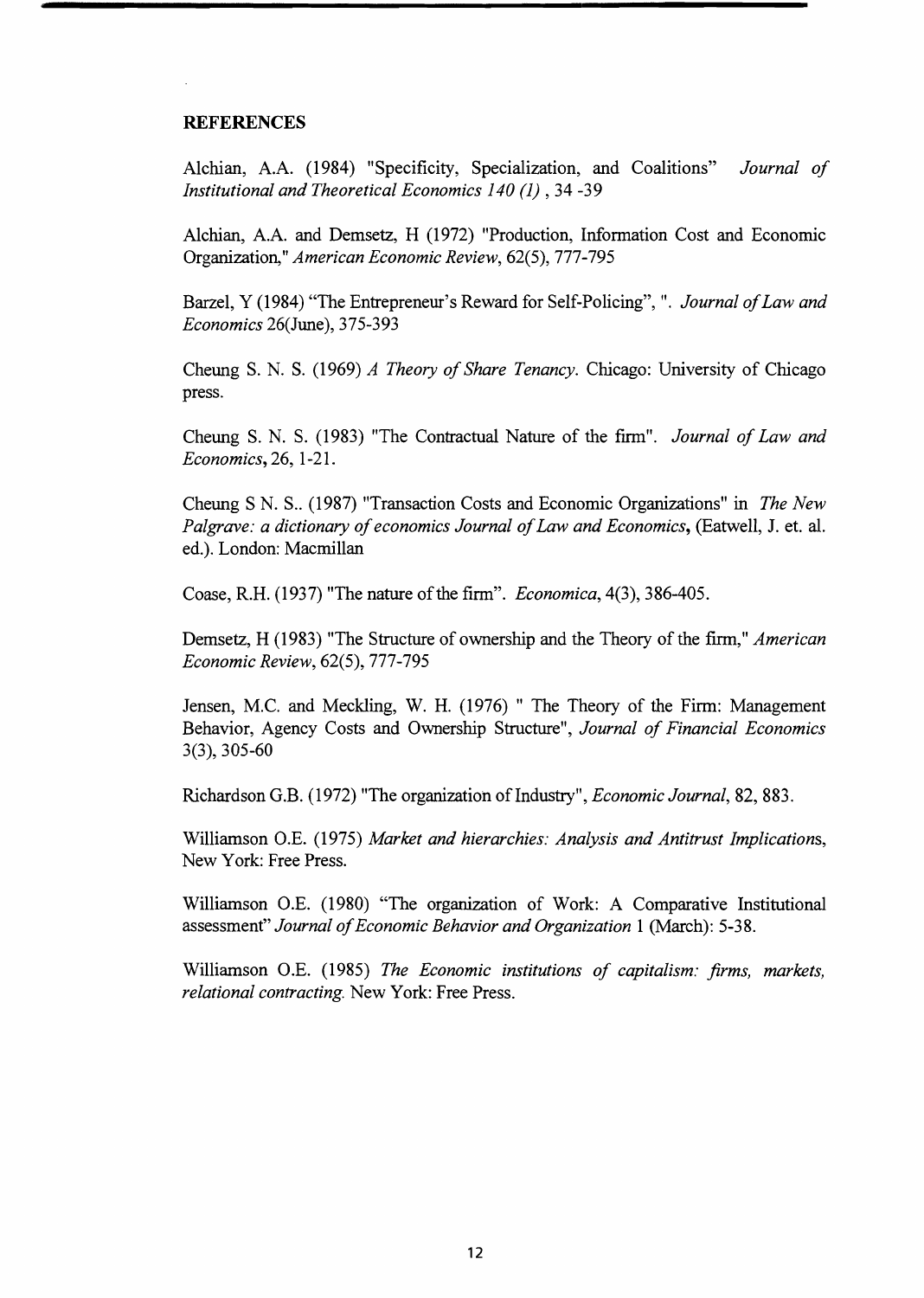## REFERENCES

Alchian, A.A. (1984) "Specificity, Specialization, and Coalitions" *Journal of Institutional and Theoretical Economics 140 (1)*, 34 -39

Alchian, A.A. and Demsetz, H (1972) "Production, Information Cost and Economic Organization," *American Economic Review*, 62(5), 777-795

Barzel, Y (1984) "The Entrepreneur's Reward for Self-Policing", ". *Journal of Law and Economics* 26(June), 375-393

Cheung S. N. S. (1969) *A Theory of Share Tenancy*. Chicago: University of Chicago press.

Cheung S. N. S. (1983) "The Contractual Nature of the firm". *Journal of Law and Economics*, 26, 1-21.

Cheung S N. S.. (1987) "Transaction Costs and Economic Organizations" in *The New Palgrave: a dictionary of economics Journal of Law and Economics*, (Eatwell, J. et. al. ed.). London: Macmillan

Coase, R.H. (1937) "The nature of the firm". *Economica*, 4(3), 386-405.

Demsetz, H (1983) "The Structure of ownership and the Theory of the firm," *American Economic Review*, 62(5), 777-795

Jensen, M.C. and Meckling, W. H. (1976) " The Theory of the Firm: Management Behavior, Agency Costs and Ownership Structure", *Journal of Financial Economics* 3(3), 305-60

Richardson G.B. (1972) "The organization of Industry", *Economic Journal*, 82, 883.

Williamson O.E. (1975) *Market and hierarchies: Analysis and Antitrust Implications*, New York: Free Press.

Williamson O.E. (1980) "The organization of Work: A Comparative Institutional assessment" *Journal of Economic Behavior and Organization* 1 (March): 5-38.

Williamson O.E. (1985) *The Economic institutions of capitalism: firms, markets, relational contracting.* New York: Free Press.